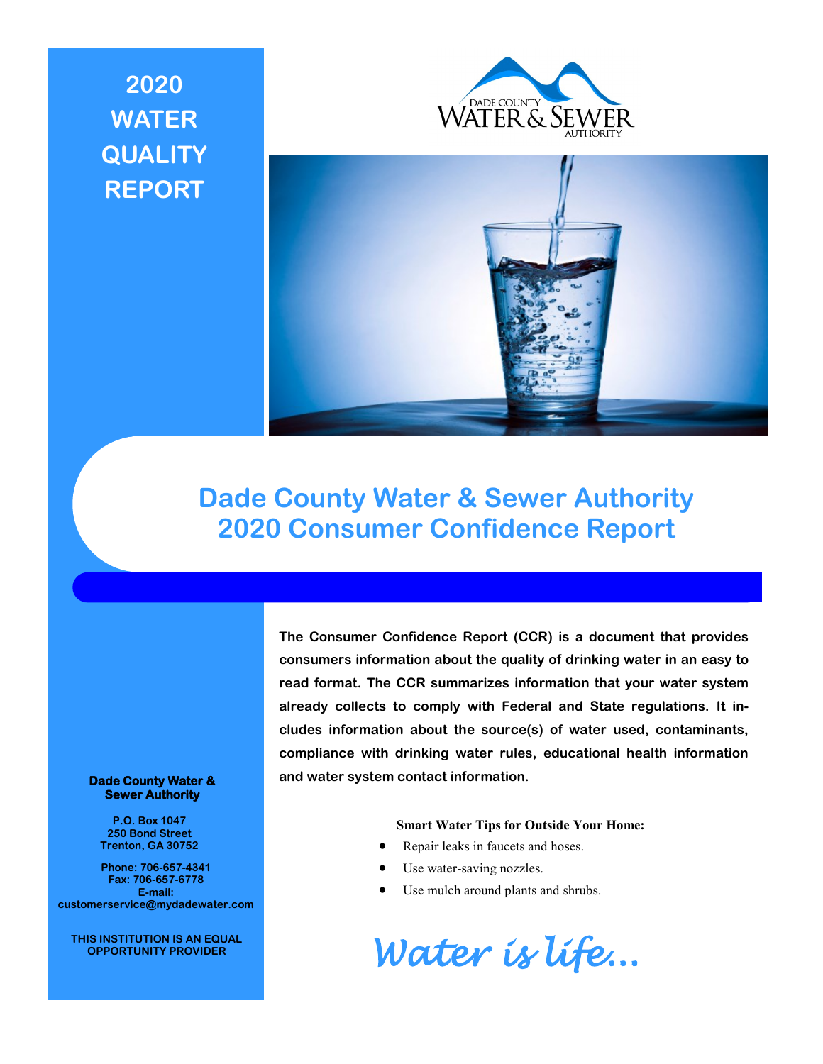# 2020 WATER QUALITY REPORT

DADE COUNTY WATER & SEWER AUTHORITY

## Dade County Water & Sewer Authority 2020 Consumer Confidence Report

**The Consumer Confidence Report (CCR) is a document that provides consumers information about the quality of drinking water in an easy to read format. The CCR summarizes information that your water system already collects to comply with Federal and State regulations. It includes information about the source(s) of water used, contaminants, compliance with drinking water rules, educational health information and water system contact information.**

**Smart Water Tips for Outside Your Home:**

- Repair leaks in faucets and hoses.
- Use water-saving nozzles.
- Use mulch around plants and shrubs.

*Water is life…*

**Dade County Water & Sewer Authority**

**P.O. Box 1047**
**250 Bond Street**
**Trenton, GA 30752**

**Phone: 706-657-4341**
**Fax: 706-657-6778**
**E-mail:**
**customerservice@mydadewater.com**

**THIS INSTITUTION IS AN EQUAL OPPORTUNITY PROVIDER**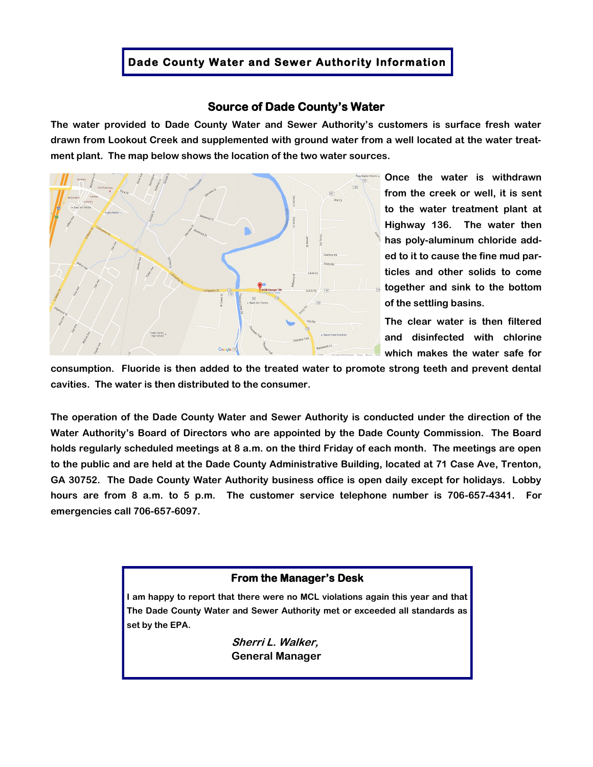# Dade County Water and Sewer Authority Information

## Source of Dade County's Water

**The water provided to Dade County Water and Sewer Authority's customers is surface fresh water drawn from Lookout Creek and supplemented with ground water from a well located at the water treatment plant. The map below shows the location of the two water sources.**

**Once the water is withdrawn from the creek or well, it is sent to the water treatment plant at Highway 136. The water then has poly-aluminum chloride added to it to cause the fine mud particles and other solids to come together and sink to the bottom of the settling basins.**

**The clear water is then filtered and disinfected with chlorine which makes the water safe for consumption. Fluoride is then added to the treated water to promote strong teeth and prevent dental cavities. The water is then distributed to the consumer.**

**The operation of the Dade County Water and Sewer Authority is conducted under the direction of the Water Authority's Board of Directors who are appointed by the Dade County Commission. The Board holds regularly scheduled meetings at 8 a.m. on the third Friday of each month. The meetings are open to the public and are held at the Dade County Administrative Building, located at 71 Case Ave, Trenton, GA 30752. The Dade County Water Authority business office is open daily except for holidays. Lobby hours are from 8 a.m. to 5 p.m. The customer service telephone number is 706-657-4341. For emergencies call 706-657-6097.**

### From the Manager's Desk

**I am happy to report that there were no MCL violations again this year and that The Dade County Water and Sewer Authority met or exceeded all standards as set by the EPA.**

***Sherri L. Walker,***
**General Manager**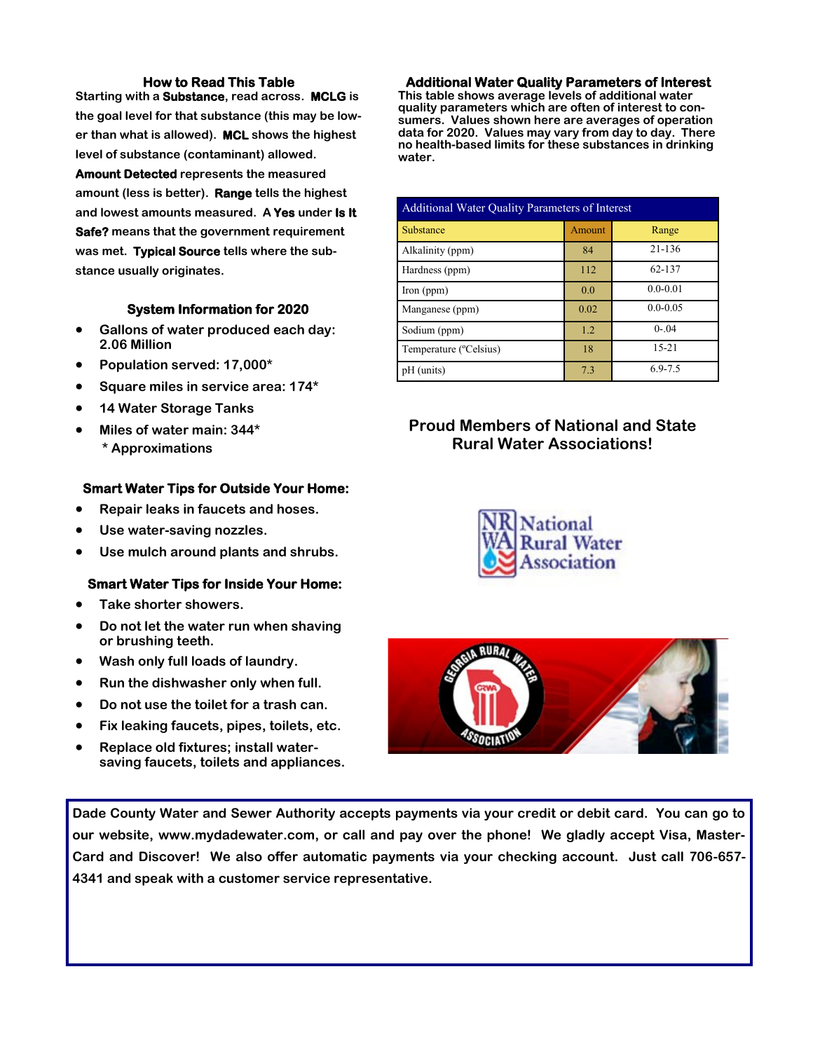## How to Read This Table

Starting with a **Substance**, read across. **MCLG** is the goal level for that substance (this may be lower than what is allowed). **MCL** shows the highest level of substance (contaminant) allowed. **Amount Detected** represents the measured amount (less is better). **Range** tells the highest and lowest amounts measured. A **Yes** under **Is It Safe?** means that the government requirement was met. **Typical Source** tells where the substance usually originates.

## System Information for 2020

- Gallons of water produced each day: 2.06 Million
- Population served: 17,000*
- Square miles in service area: 174*
- 14 Water Storage Tanks
- Miles of water main: 344*

\* Approximations

## Smart Water Tips for Outside Your Home:

- Repair leaks in faucets and hoses.
- Use water-saving nozzles.
- Use mulch around plants and shrubs.

## Smart Water Tips for Inside Your Home:

- Take shorter showers.
- Do not let the water run when shaving or brushing teeth.
- Wash only full loads of laundry.
- Run the dishwasher only when full.
- Do not use the toilet for a trash can.
- Fix leaking faucets, pipes, toilets, etc.
- Replace old fixtures; install water-saving faucets, toilets and appliances.

## Additional Water Quality Parameters of Interest

This table shows average levels of additional water quality parameters which are often of interest to consumers. Values shown here are averages of operation data for 2020. Values may vary from day to day. There no health-based limits for these substances in drinking water.

| Additional Water Quality Parameters of Interest | | |
|---|---|---|
| Substance | Amount | Range |
| Alkalinity (ppm) | 84 | 21-136 |
| Hardness (ppm) | 112 | 62-137 |
| Iron (ppm) | 0.0 | 0.0-0.01 |
| Manganese (ppm) | 0.02 | 0.0-0.05 |
| Sodium (ppm) | 1.2 | 0-.04 |
| Temperature (ºCelsius) | 18 | 15-21 |
| pH (units) | 7.3 | 6.9-7.5 |

## Proud Members of National and State Rural Water Associations!

National Rural Water Association

Georgia Rural Water Association

**Dade County Water and Sewer Authority accepts payments via your credit or debit card. You can go to our website, www.mydadewater.com, or call and pay over the phone! We gladly accept Visa, MasterCard and Discover! We also offer automatic payments via your checking account. Just call 706-657-4341 and speak with a customer service representative.**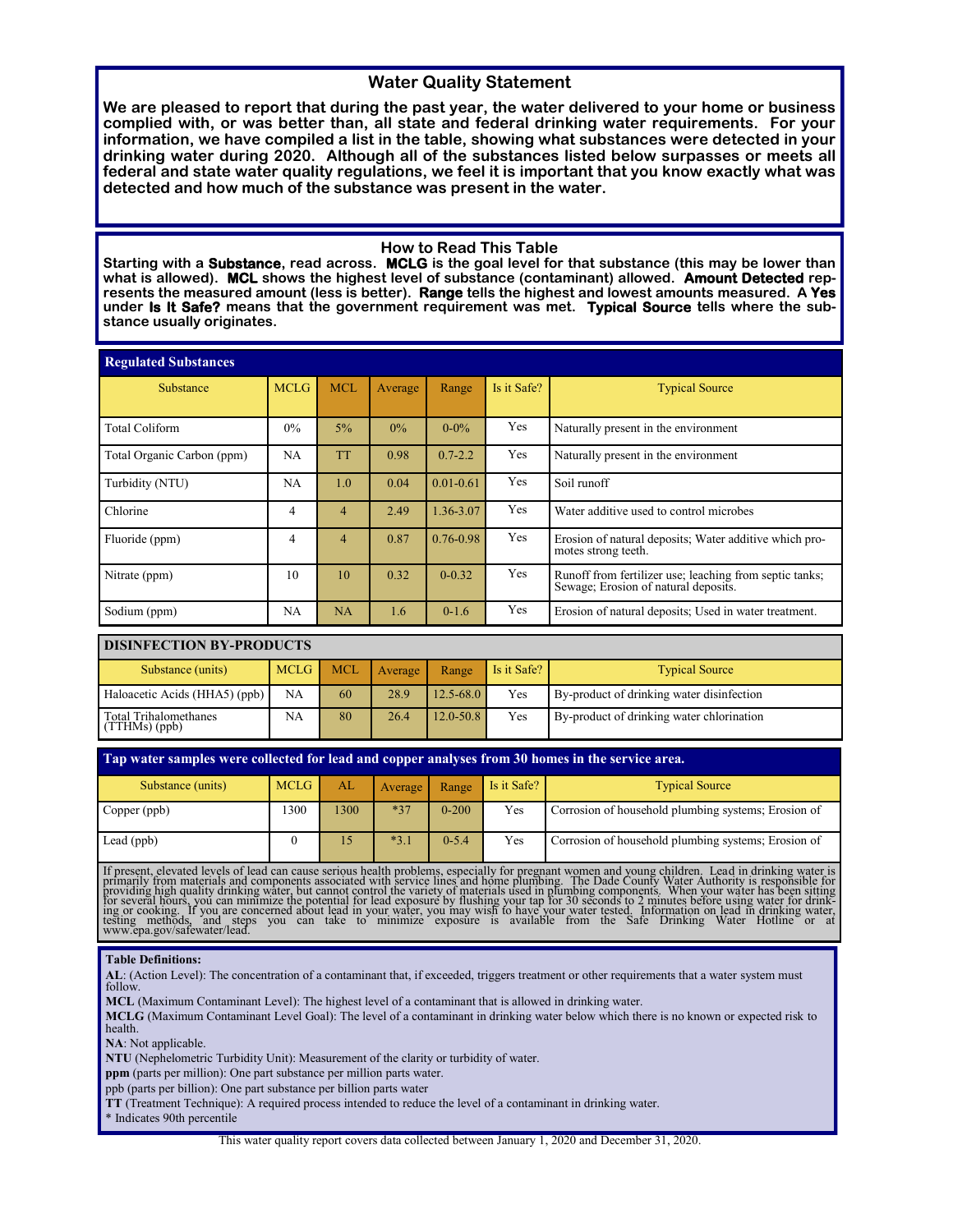## Water Quality Statement

**We are pleased to report that during the past year, the water delivered to your home or business complied with, or was better than, all state and federal drinking water requirements. For your information, we have compiled a list in the table, showing what substances were detected in your drinking water during 2020. Although all of the substances listed below surpasses or meets all federal and state water quality regulations, we feel it is important that you know exactly what was detected and how much of the substance was present in the water.**

## How to Read This Table

**Starting with a Substance, read across. MCLG is the goal level for that substance (this may be lower than what is allowed). MCL shows the highest level of substance (contaminant) allowed. Amount Detected represents the measured amount (less is better). Range tells the highest and lowest amounts measured. A Yes under Is It Safe? means that the government requirement was met. Typical Source tells where the substance usually originates.**

**Regulated Substances**

| Substance | MCLG | MCL | Average | Range | Is it Safe? | Typical Source |
|---|---|---|---|---|---|---|
| Total Coliform | 0% | 5% | 0% | 0-0% | Yes | Naturally present in the environment |
| Total Organic Carbon (ppm) | NA | TT | 0.98 | 0.7-2.2 | Yes | Naturally present in the environment |
| Turbidity (NTU) | NA | 1.0 | 0.04 | 0.01-0.61 | Yes | Soil runoff |
| Chlorine | 4 | 4 | 2.49 | 1.36-3.07 | Yes | Water additive used to control microbes |
| Fluoride (ppm) | 4 | 4 | 0.87 | 0.76-0.98 | Yes | Erosion of natural deposits; Water additive which promotes strong teeth. |
| Nitrate (ppm) | 10 | 10 | 0.32 | 0-0.32 | Yes | Runoff from fertilizer use; leaching from septic tanks; Sewage; Erosion of natural deposits. |
| Sodium (ppm) | NA | NA | 1.6 | 0-1.6 | Yes | Erosion of natural deposits; Used in water treatment. |

**DISINFECTION BY-PRODUCTS**

| Substance (units) | MCLG | MCL | Average | Range | Is it Safe? | Typical Source |
|---|---|---|---|---|---|---|
| Haloacetic Acids (HHA5) (ppb) | NA | 60 | 28.9 | 12.5-68.0 | Yes | By-product of drinking water disinfection |
| Total Trihalomethanes (TTHMs) (ppb) | NA | 80 | 26.4 | 12.0-50.8 | Yes | By-product of drinking water chlorination |

**Tap water samples were collected for lead and copper analyses from 30 homes in the service area.**

| Substance (units) | MCLG | AL | Average | Range | Is it Safe? | Typical Source |
|---|---|---|---|---|---|---|
| Copper (ppb) | 1300 | 1300 | *37 | 0-200 | Yes | Corrosion of household plumbing systems; Erosion of |
| Lead (ppb) | 0 | 15 | *3.1 | 0-5.4 | Yes | Corrosion of household plumbing systems; Erosion of |

If present, elevated levels of lead can cause serious health problems, especially for pregnant women and young children. Lead in drinking water is primarily from materials and components associated with service lines and home plumbing. The Dade County Water Authority is responsible for providing high quality drinking water, but cannot control the variety of materials used in plumbing components. When your water has been sitting for several hours, you can minimize the potential for lead exposure by flushing your tap for 30 seconds to 2 minutes before using water for drinking or cooking. If you are concerned about lead in your water, you may wish to have your water tested. Information on lead in drinking water, testing methods, and steps you can take to minimize exposure is available from the Safe Drinking Water Hotline or at www.epa.gov/safewater/lead.

**Table Definitions:**

**AL**: (Action Level): The concentration of a contaminant that, if exceeded, triggers treatment or other requirements that a water system must follow.

**MCL** (Maximum Contaminant Level): The highest level of a contaminant that is allowed in drinking water.

**MCLG** (Maximum Contaminant Level Goal): The level of a contaminant in drinking water below which there is no known or expected risk to health.

**NA**: Not applicable.

**NTU** (Nephelometric Turbidity Unit): Measurement of the clarity or turbidity of water.

**ppm** (parts per million): One part substance per million parts water.

ppb (parts per billion): One part substance per billion parts water

**TT** (Treatment Technique): A required process intended to reduce the level of a contaminant in drinking water.

* Indicates 90th percentile

This water quality report covers data collected between January 1, 2020 and December 31, 2020.